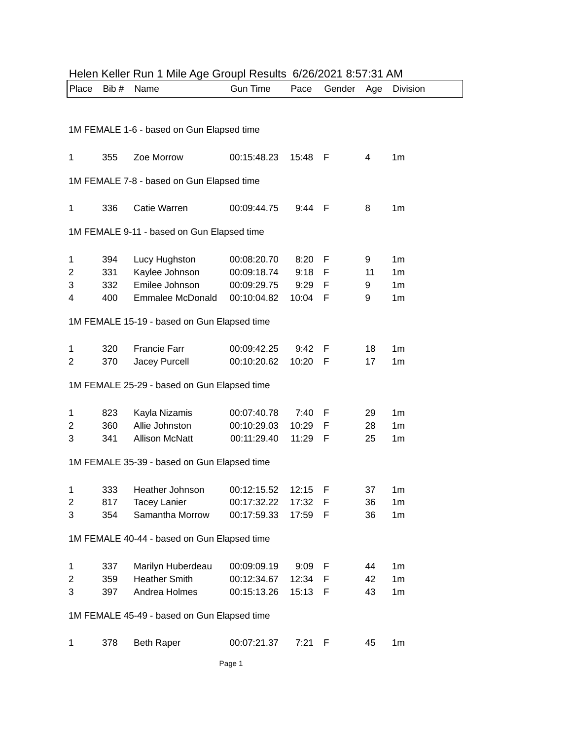# Helen Keller Run 1 Mile Age Groupl Results  6/26/2021 8:57:31 AM

| Place | Bib # | Name | Gun Time | Pace | Gender | Age | Division |
|---|---|---|---|---|---|---|---|
| **1M FEMALE 1-6 - based on Gun Elapsed time** | | | | | | | |
| 1 | 355 | Zoe Morrow | 00:15:48.23 | 15:48 | F | 4 | 1m |
| **1M FEMALE 7-8 - based on Gun Elapsed time** | | | | | | | |
| 1 | 336 | Catie Warren | 00:09:44.75 | 9:44 | F | 8 | 1m |
| **1M FEMALE 9-11 - based on Gun Elapsed time** | | | | | | | |
| 1 | 394 | Lucy Hughston | 00:08:20.70 | 8:20 | F | 9 | 1m |
| 2 | 331 | Kaylee Johnson | 00:09:18.74 | 9:18 | F | 11 | 1m |
| 3 | 332 | Emilee Johnson | 00:09:29.75 | 9:29 | F | 9 | 1m |
| 4 | 400 | Emmalee McDonald | 00:10:04.82 | 10:04 | F | 9 | 1m |
| **1M FEMALE 15-19 - based on Gun Elapsed time** | | | | | | | |
| 1 | 320 | Francie Farr | 00:09:42.25 | 9:42 | F | 18 | 1m |
| 2 | 370 | Jacey Purcell | 00:10:20.62 | 10:20 | F | 17 | 1m |
| **1M FEMALE 25-29 - based on Gun Elapsed time** | | | | | | | |
| 1 | 823 | Kayla Nizamis | 00:07:40.78 | 7:40 | F | 29 | 1m |
| 2 | 360 | Allie Johnston | 00:10:29.03 | 10:29 | F | 28 | 1m |
| 3 | 341 | Allison McNatt | 00:11:29.40 | 11:29 | F | 25 | 1m |
| **1M FEMALE 35-39 - based on Gun Elapsed time** | | | | | | | |
| 1 | 333 | Heather Johnson | 00:12:15.52 | 12:15 | F | 37 | 1m |
| 2 | 817 | Tacey Lanier | 00:17:32.22 | 17:32 | F | 36 | 1m |
| 3 | 354 | Samantha Morrow | 00:17:59.33 | 17:59 | F | 36 | 1m |
| **1M FEMALE 40-44 - based on Gun Elapsed time** | | | | | | | |
| 1 | 337 | Marilyn Huberdeau | 00:09:09.19 | 9:09 | F | 44 | 1m |
| 2 | 359 | Heather Smith | 00:12:34.67 | 12:34 | F | 42 | 1m |
| 3 | 397 | Andrea Holmes | 00:15:13.26 | 15:13 | F | 43 | 1m |
| **1M FEMALE 45-49 - based on Gun Elapsed time** | | | | | | | |
| 1 | 378 | Beth Raper | 00:07:21.37 | 7:21 | F | 45 | 1m |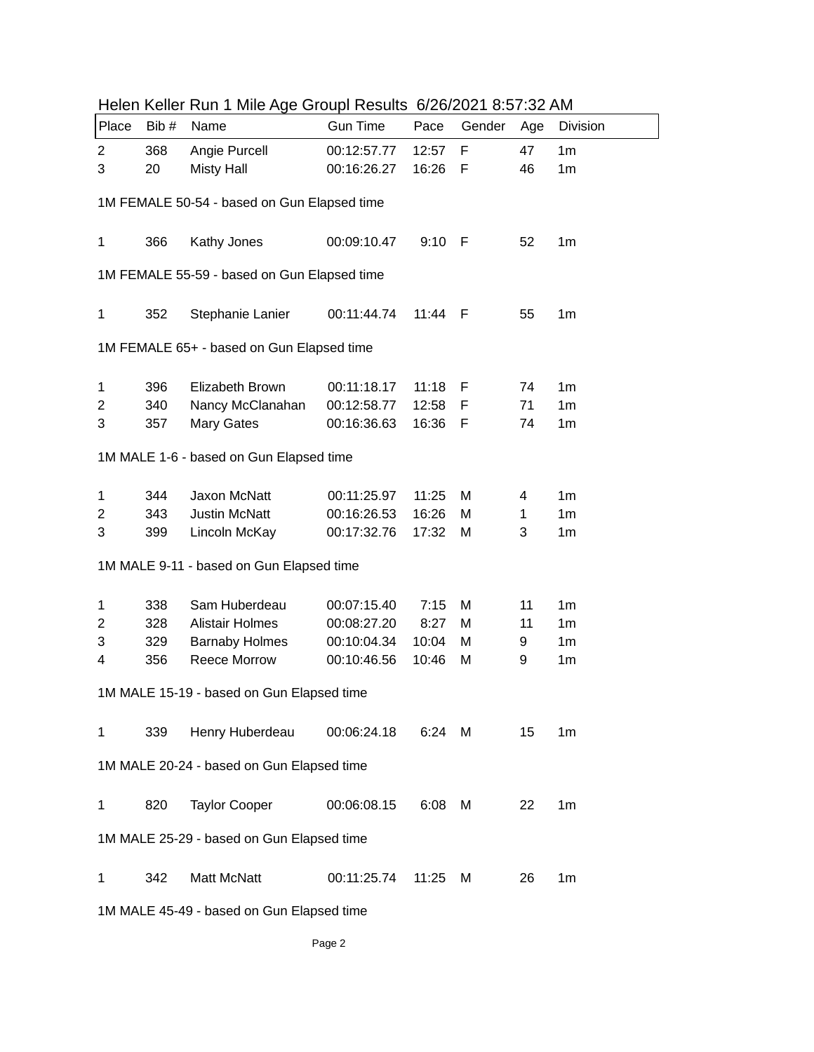Helen Keller Run 1 Mile Age Groupl Results  6/26/2021 8:57:32 AM

| Place | Bib # | Name | Gun Time | Pace | Gender | Age | Division |
|---|---|---|---|---|---|---|---|
| 2 | 368 | Angie Purcell | 00:12:57.77 | 12:57 | F | 47 | 1m |
| 3 | 20 | Misty Hall | 00:16:26.27 | 16:26 | F | 46 | 1m |

1M FEMALE 50-54 - based on Gun Elapsed time

| Place | Bib # | Name | Gun Time | Pace | Gender | Age | Division |
|---|---|---|---|---|---|---|---|
| 1 | 366 | Kathy Jones | 00:09:10.47 | 9:10 | F | 52 | 1m |

1M FEMALE 55-59 - based on Gun Elapsed time

| Place | Bib # | Name | Gun Time | Pace | Gender | Age | Division |
|---|---|---|---|---|---|---|---|
| 1 | 352 | Stephanie Lanier | 00:11:44.74 | 11:44 | F | 55 | 1m |

1M FEMALE 65+ - based on Gun Elapsed time

| Place | Bib # | Name | Gun Time | Pace | Gender | Age | Division |
|---|---|---|---|---|---|---|---|
| 1 | 396 | Elizabeth Brown | 00:11:18.17 | 11:18 | F | 74 | 1m |
| 2 | 340 | Nancy McClanahan | 00:12:58.77 | 12:58 | F | 71 | 1m |
| 3 | 357 | Mary Gates | 00:16:36.63 | 16:36 | F | 74 | 1m |

1M MALE 1-6 - based on Gun Elapsed time

| Place | Bib # | Name | Gun Time | Pace | Gender | Age | Division |
|---|---|---|---|---|---|---|---|
| 1 | 344 | Jaxon McNatt | 00:11:25.97 | 11:25 | M | 4 | 1m |
| 2 | 343 | Justin McNatt | 00:16:26.53 | 16:26 | M | 1 | 1m |
| 3 | 399 | Lincoln McKay | 00:17:32.76 | 17:32 | M | 3 | 1m |

1M MALE 9-11 - based on Gun Elapsed time

| Place | Bib # | Name | Gun Time | Pace | Gender | Age | Division |
|---|---|---|---|---|---|---|---|
| 1 | 338 | Sam Huberdeau | 00:07:15.40 | 7:15 | M | 11 | 1m |
| 2 | 328 | Alistair Holmes | 00:08:27.20 | 8:27 | M | 11 | 1m |
| 3 | 329 | Barnaby Holmes | 00:10:04.34 | 10:04 | M | 9 | 1m |
| 4 | 356 | Reece Morrow | 00:10:46.56 | 10:46 | M | 9 | 1m |

1M MALE 15-19 - based on Gun Elapsed time

| Place | Bib # | Name | Gun Time | Pace | Gender | Age | Division |
|---|---|---|---|---|---|---|---|
| 1 | 339 | Henry Huberdeau | 00:06:24.18 | 6:24 | M | 15 | 1m |

1M MALE 20-24 - based on Gun Elapsed time

| Place | Bib # | Name | Gun Time | Pace | Gender | Age | Division |
|---|---|---|---|---|---|---|---|
| 1 | 820 | Taylor Cooper | 00:06:08.15 | 6:08 | M | 22 | 1m |

1M MALE 25-29 - based on Gun Elapsed time

| Place | Bib # | Name | Gun Time | Pace | Gender | Age | Division |
|---|---|---|---|---|---|---|---|
| 1 | 342 | Matt McNatt | 00:11:25.74 | 11:25 | M | 26 | 1m |

1M MALE 45-49 - based on Gun Elapsed time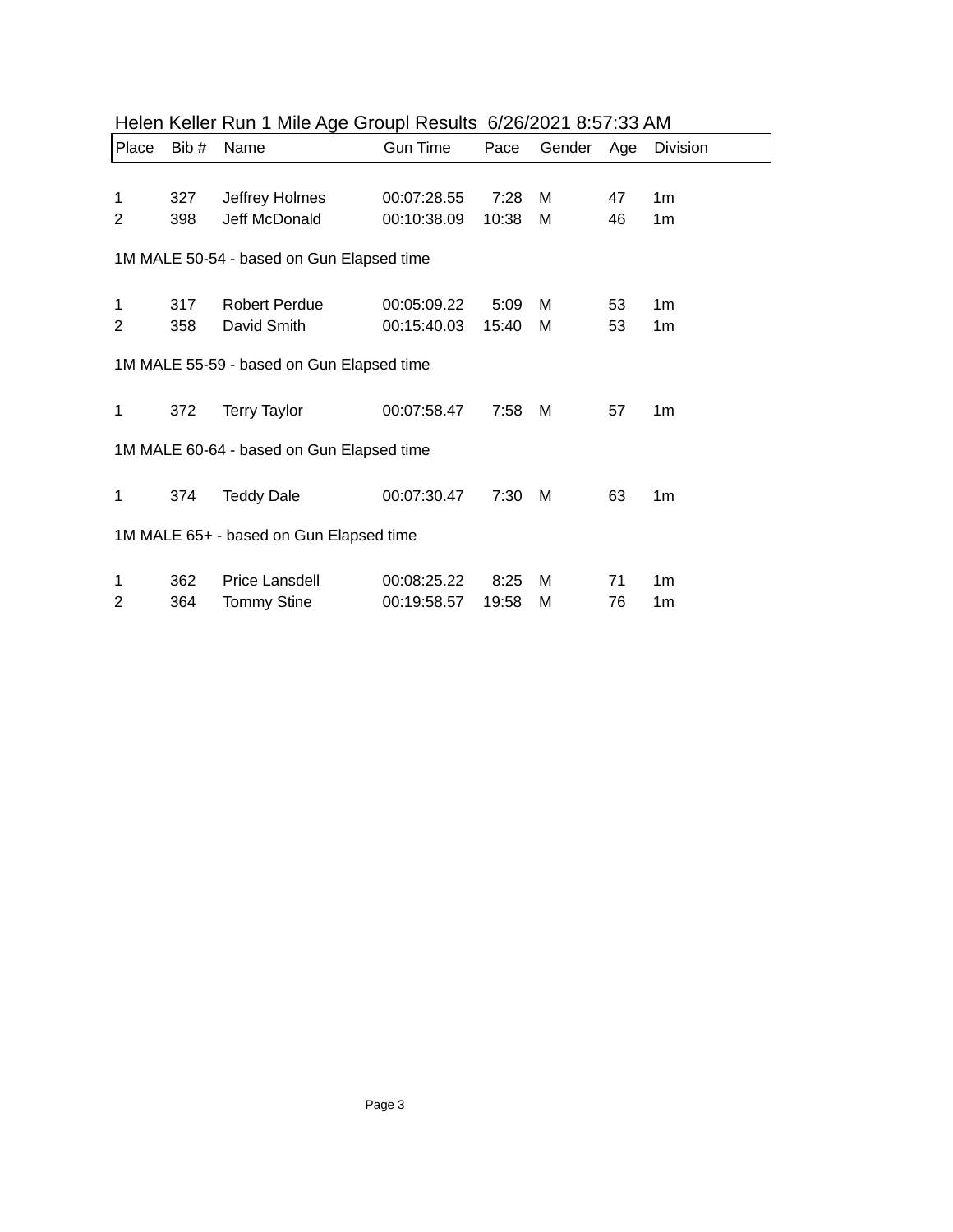# Helen Keller Run 1 Mile Age Groupl Results 6/26/2021 8:57:33 AM

| Place | Bib # | Name | Gun Time | Pace | Gender | Age | Division |
|---|---|---|---|---|---|---|---|
| 1 | 327 | Jeffrey Holmes | 00:07:28.55 | 7:28 | M | 47 | 1m |
| 2 | 398 | Jeff McDonald | 00:10:38.09 | 10:38 | M | 46 | 1m |

1M MALE 50-54 - based on Gun Elapsed time

| Place | Bib # | Name | Gun Time | Pace | Gender | Age | Division |
|---|---|---|---|---|---|---|---|
| 1 | 317 | Robert Perdue | 00:05:09.22 | 5:09 | M | 53 | 1m |
| 2 | 358 | David Smith | 00:15:40.03 | 15:40 | M | 53 | 1m |

1M MALE 55-59 - based on Gun Elapsed time

| Place | Bib # | Name | Gun Time | Pace | Gender | Age | Division |
|---|---|---|---|---|---|---|---|
| 1 | 372 | Terry Taylor | 00:07:58.47 | 7:58 | M | 57 | 1m |

1M MALE 60-64 - based on Gun Elapsed time

| Place | Bib # | Name | Gun Time | Pace | Gender | Age | Division |
|---|---|---|---|---|---|---|---|
| 1 | 374 | Teddy Dale | 00:07:30.47 | 7:30 | M | 63 | 1m |

1M MALE 65+ - based on Gun Elapsed time

| Place | Bib # | Name | Gun Time | Pace | Gender | Age | Division |
|---|---|---|---|---|---|---|---|
| 1 | 362 | Price Lansdell | 00:08:25.22 | 8:25 | M | 71 | 1m |
| 2 | 364 | Tommy Stine | 00:19:58.57 | 19:58 | M | 76 | 1m |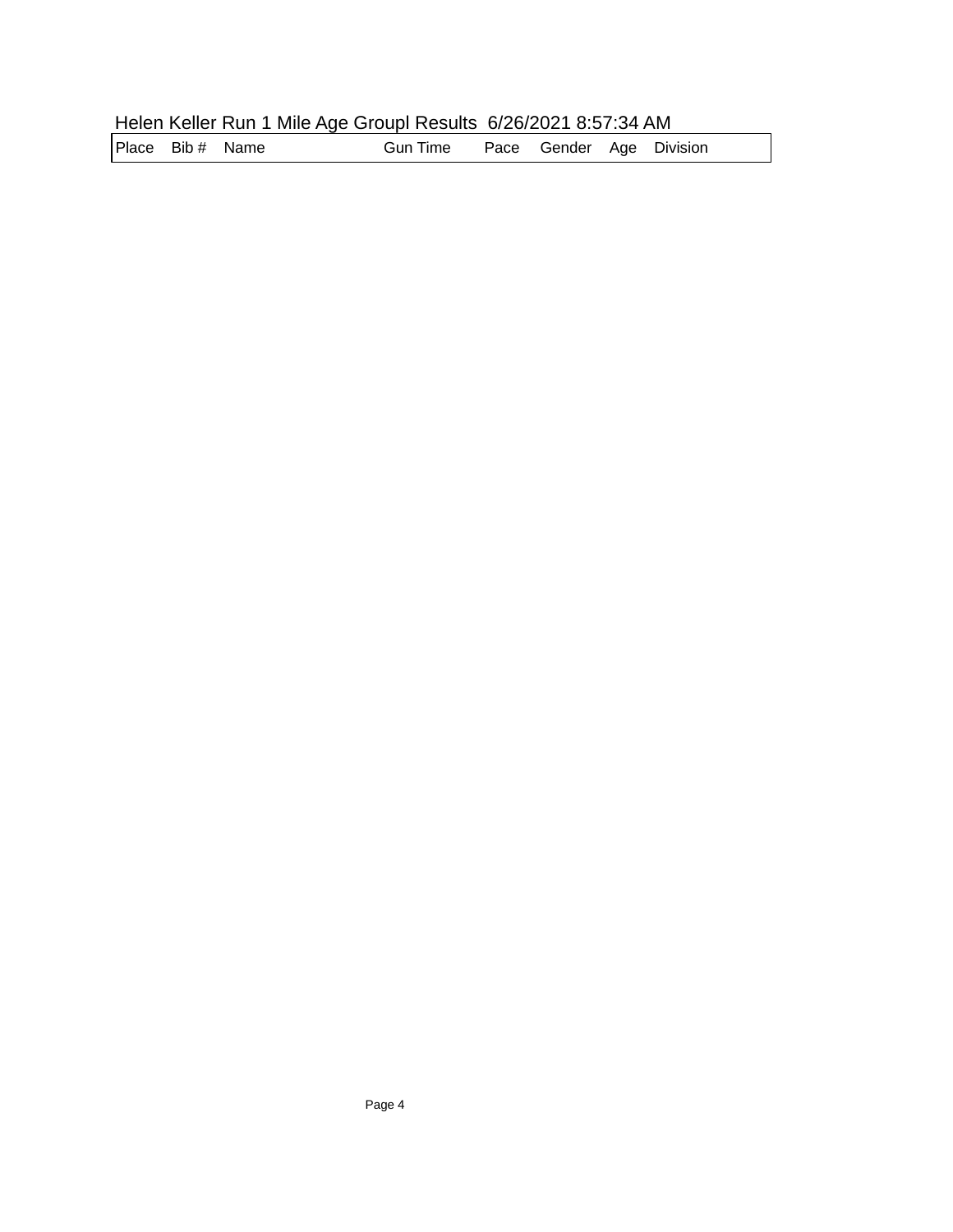Helen Keller Run 1 Mile Age Groupl Results  6/26/2021 8:57:34 AM

| Place | Bib # | Name | Gun Time | Pace | Gender | Age | Division |
|---|---|---|---|---|---|---|---|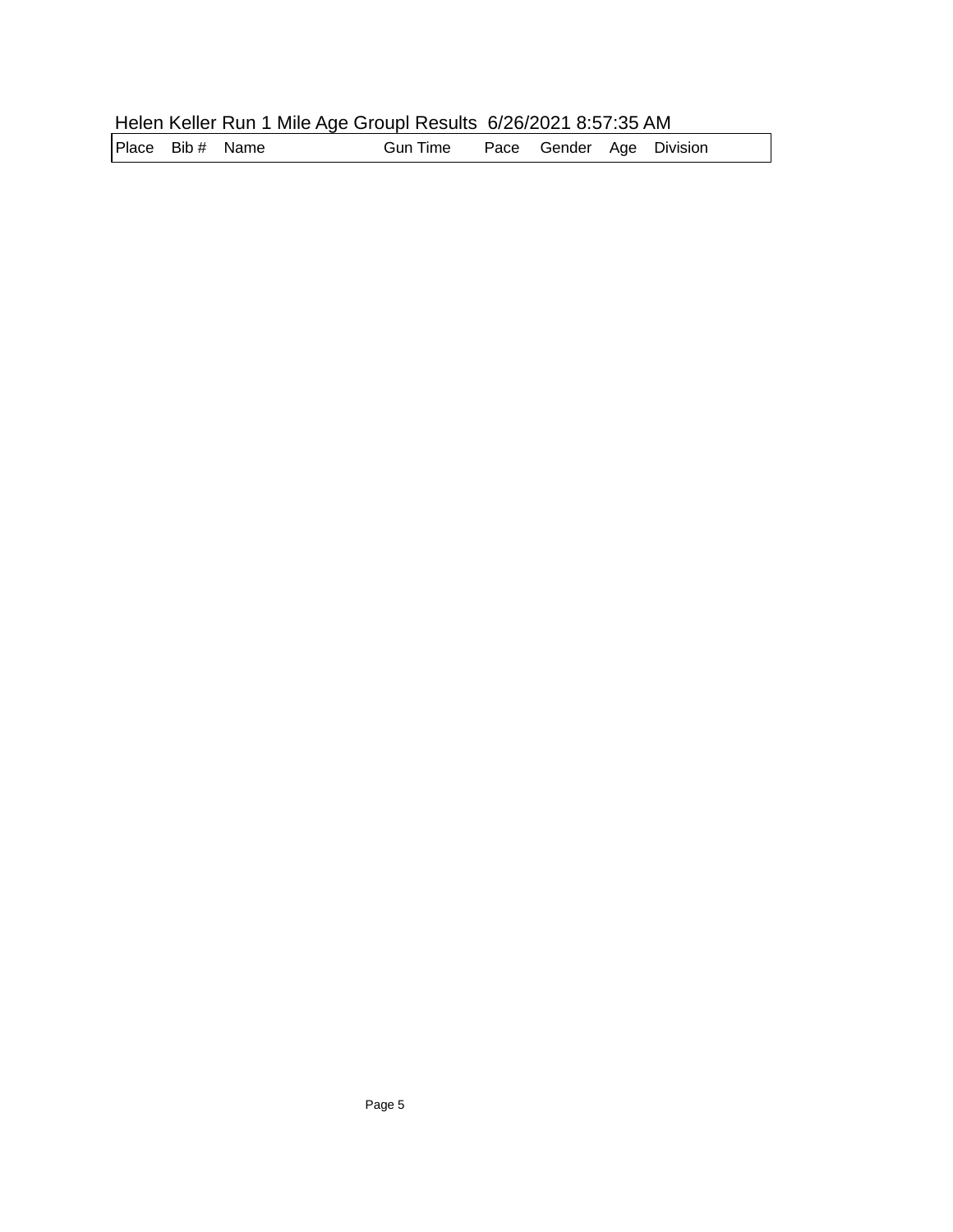Helen Keller Run 1 Mile Age Groupl Results 6/26/2021 8:57:35 AM

| Place | Bib # | Name | Gun Time | Pace | Gender | Age | Division |
|---|---|---|---|---|---|---|---|